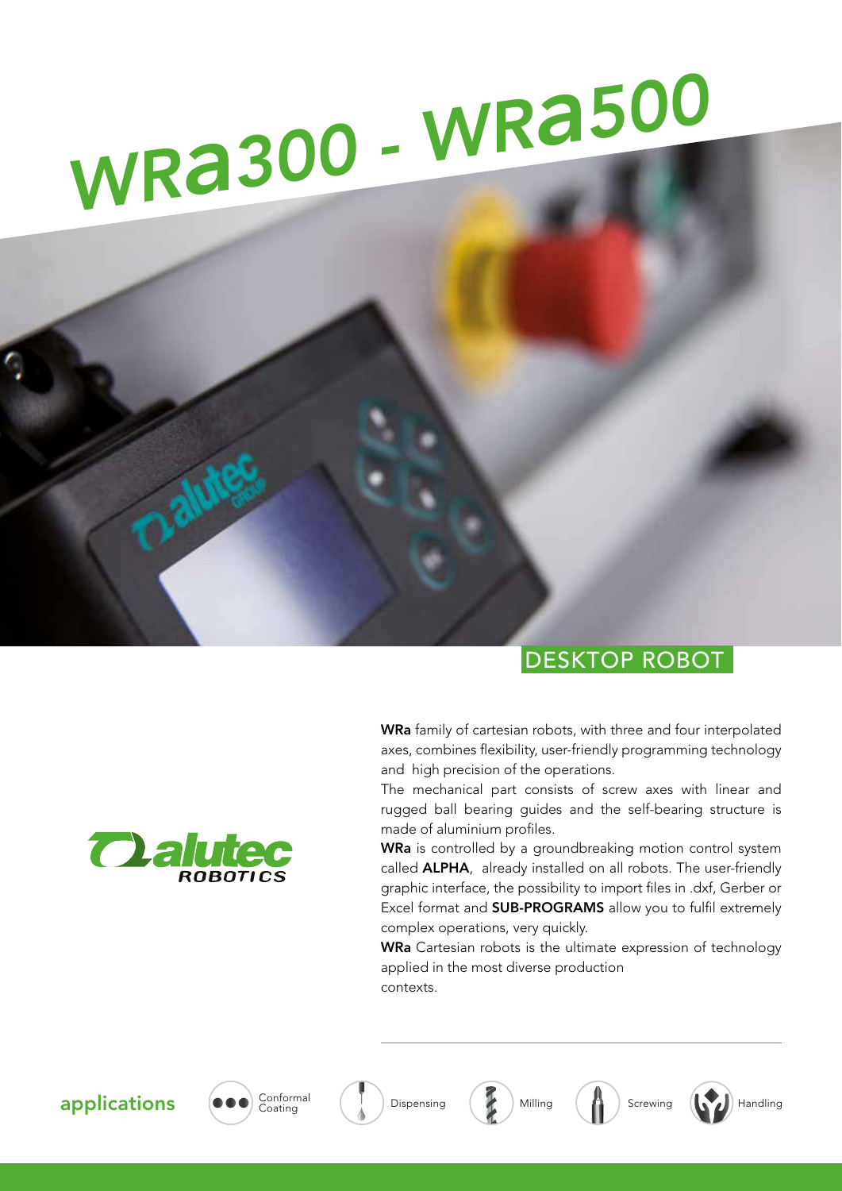# WRa300 - WRa500

## DESKTOP ROBOT

**WRa** family of cartesian robots, with three and four interpolated axes, combines flexibility, user-friendly programming technology and high precision of the operations.

The mechanical part consists of screw axes with linear and rugged ball bearing guides and the self-bearing structure is made of aluminium profiles.

**WRa** is controlled by a groundbreaking motion control system called **ALPHA**, already installed on all robots. The user-friendly graphic interface, the possibility to import files in .dxf, Gerber or Excel format and **SUB-PROGRAMS** allow you to fulfil extremely complex operations, very quickly.

**WRa** Cartesian robots is the ultimate expression of technology applied in the most diverse production contexts.

### applications

- Conformal Coating
- Dispensing
- Milling
- Screwing
- Handling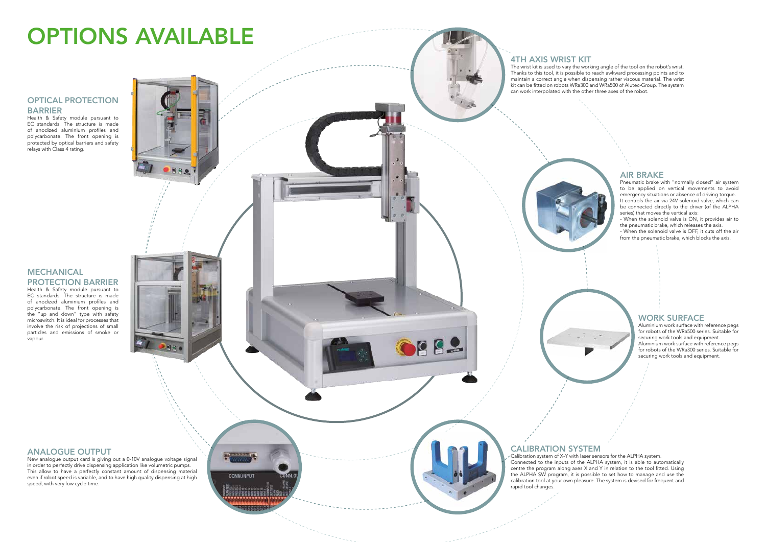# OPTIONS AVAILABLE

## OPTICAL PROTECTION BARRIER

Health & Safety module pursuant to EC standards. The structure is made of anodized aluminium profiles and polycarbonate. The front opening is protected by optical barriers and safety relays with Class 4 rating.

## MECHANICAL PROTECTION BARRIER

Health & Safety module pursuant to EC standards. The structure is made of anodized aluminium profiles and polycarbonate. The front opening is the "up and down" type with safety microswitch. It is ideal for processes that involve the risk of projections of small particles and emissions of smoke or vapour.

## ANALOGUE OUTPUT

New analogue output card is giving out a 0-10V analogue voltage signal in order to perfectly drive dispensing application like volumetric pumps. This allow to have a perfectly constant amount of dispensing material even if robot speed is variable, and to have high quality dispensing at high speed, with very low cycle time.

## 4TH AXIS WRIST KIT

The wrist kit is used to vary the working angle of the tool on the robot's wrist. Thanks to this tool, it is possible to reach awkward processing points and to maintain a correct angle when dispensing rather viscous material. The wrist kit can be fitted on robots WRa300 and WRa500 of Alutec-Group. The system can work interpolated with the other three axes of the robot.

## AIR BRAKE

Pneumatic brake with "normally closed" air system to be applied on vertical movements to avoid emergency situations or absence of driving torque. It controls the air via 24V solenoid valve, which can be connected directly to the driver (of the ALPHA series) that moves the vertical axis:

- When the solenoid valve is ON, it provides air to the pneumatic brake, which releases the axis.
- When the solenoid valve is OFF, it cuts off the air from the pneumatic brake, which blocks the axis.

## WORK SURFACE

Aluminium work surface with reference pegs for robots of the WRa500 series. Suitable for securing work tools and equipment. Aluminium work surface with reference pegs for robots of the WRa300 series. Suitable for securing work tools and equipment.

## CALIBRATION SYSTEM

Calibration system of X-Y with laser sensors for the ALPHA system. Connected to the inputs of the ALPHA system, it is able to automatically centre the program along axes X and Y in relation to the tool fitted. Using the ALPHA SW program, it is possible to set how to manage and use the calibration tool at your own pleasure. The system is devised for frequent and rapid tool changes.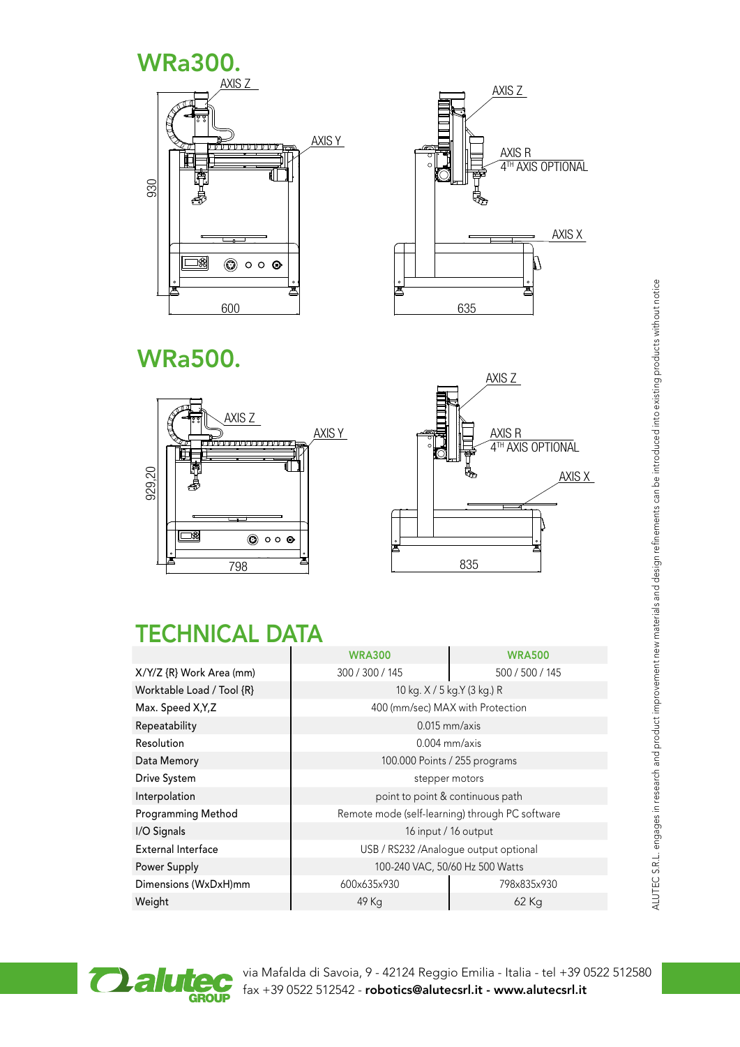## WRa300.

AXIS Z

AXIS Y

930

600

AXIS Z

AXIS R
4TH AXIS OPTIONAL

AXIS X

635

## WRa500.

AXIS Z

AXIS Y

929,20

798

AXIS Z

AXIS R
4TH AXIS OPTIONAL

AXIS X

835

# TECHNICAL DATA

| | WRA300 | WRA500 |
|---|---|---|
| X/Y/Z {R} Work Area (mm) | 300 / 300 / 145 | 500 / 500 / 145 |
| Worktable Load / Tool {R} | 10 kg. X / 5 kg.Y (3 kg.) R | |
| Max. Speed X,Y,Z | 400 (mm/sec) MAX with Protection | |
| Repeatability | 0.015 mm/axis | |
| Resolution | 0.004 mm/axis | |
| Data Memory | 100.000 Points / 255 programs | |
| Drive System | stepper motors | |
| Interpolation | point to point & continuous path | |
| Programming Method | Remote mode (self-learning) through PC software | |
| I/O Signals | 16 input / 16 output | |
| External Interface | USB / RS232 /Analogue output optional | |
| Power Supply | 100-240 VAC, 50/60 Hz 500 Watts | |
| Dimensions (WxDxH)mm | 600x635x930 | 798x835x930 |
| Weight | 49 Kg | 62 Kg |

ALUTEC S.R.L. engages in research and product improvement new materials and design refinements can be introduced into existing products without notice

alutec GROUP

via Mafalda di Savoia, 9 - 42124 Reggio Emilia - Italia - tel +39 0522 512580
fax +39 0522 512542 - **robotics@alutecsrl.it - www.alutecsrl.it**